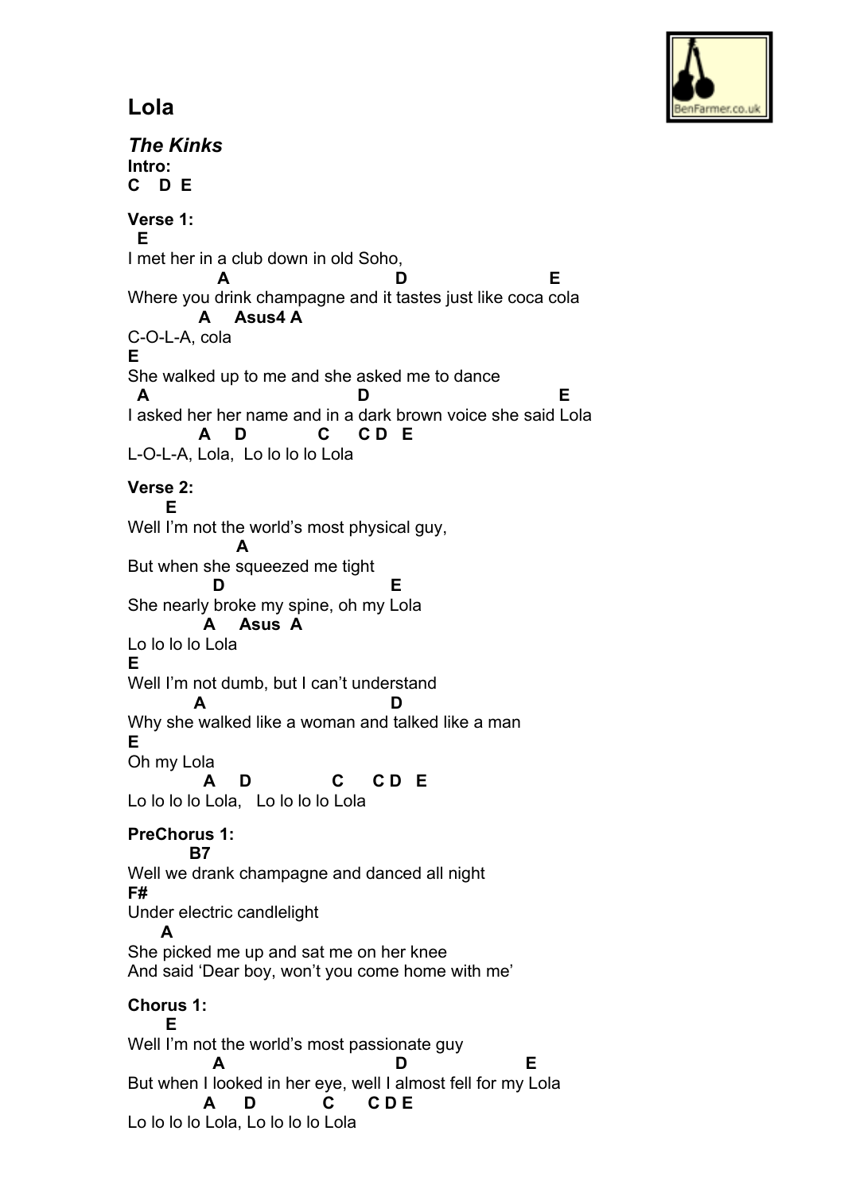# Lola

### *The Kinks*

**Intro:**
**C D E**

**Verse 1:**

```
  E
I met her in a club down in old Soho,
              A                          D                      E
Where you drink champagne and it tastes just like coca cola
           A    Asus4 A
C-O-L-A, cola
E
She walked up to me and she asked me to dance
  A                                  D                            E
I asked her her name and in a dark brown voice she said Lola
           A    D          C     C D  E
L-O-L-A, Lola,  Lo lo lo lo Lola
```

**Verse 2:**

```
      E
Well I'm not the world's most physical guy,
                 A
But when she squeezed me tight
              D                         E
She nearly broke my spine, oh my Lola
            A    Asus  A
Lo lo lo lo Lola
E
Well I'm not dumb, but I can't understand
          A                             D
Why she walked like a woman and talked like a man
E
Oh my Lola
            A    D           C     C D   E
Lo lo lo lo Lola,   Lo lo lo lo Lola
```

**PreChorus 1:**

```
         B7
Well we drank champagne and danced all night
F#
Under electric candlelight
     A
She picked me up and sat me on her knee
And said 'Dear boy, won't you come home with me'
```

**Chorus 1:**

```
      E
Well I'm not the world's most passionate guy
             A                          D                   E
But when I looked in her eye, well I almost fell for my Lola
            A     D          C     C D E
Lo lo lo lo Lola, Lo lo lo lo Lola
```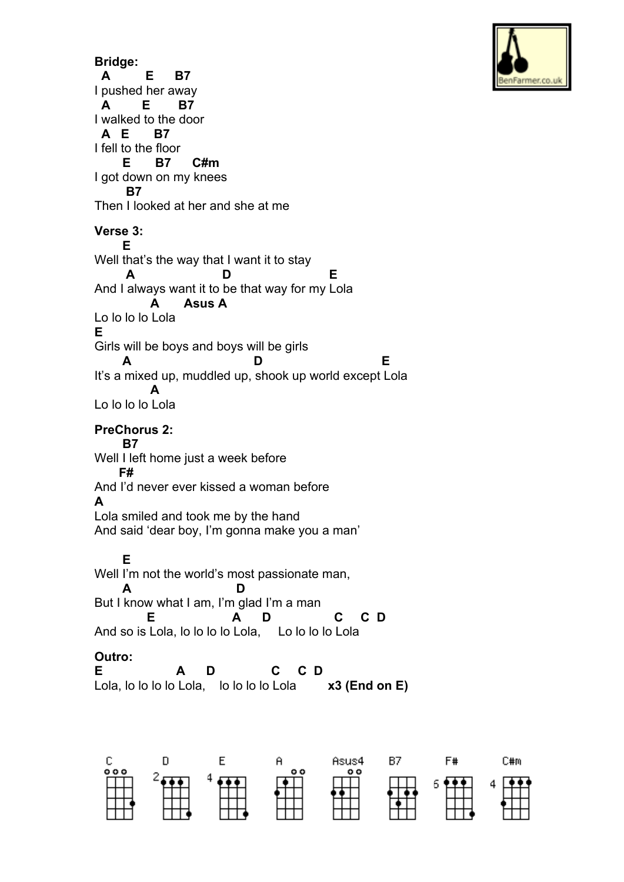**Bridge:**

```
  A       E     B7
I pushed her away
  A      E      B7
I walked to the door
  A  E      B7
I fell to the floor
      E     B7     C#m
I got down on my knees
      B7
Then I looked at her and she at me
```

**Verse 3:**

```
     E
Well that's the way that I want it to stay
      A                  D                  E
And I always want it to be that way for my Lola
          A      Asus A
Lo lo lo lo Lola
E
Girls will be boys and boys will be girls
     A                        D                          E
It's a mixed up, muddled up, shook up world except Lola
          A
Lo lo lo lo Lola
```

**PreChorus 2:**

```
     B7
Well I left home just a week before
    F#
And I'd never ever kissed a woman before
A
Lola smiled and took me by the hand
And said 'dear boy, I'm gonna make you a man'
```

```
     E
Well I'm not the world's most passionate man,
     A                      D
But I know what I am, I'm glad I'm a man
          E               A    D              C    C  D
And so is Lola, lo lo lo lo Lola,    Lo lo lo lo Lola
```

**Outro:**

```
E               A    D             C    C  D
Lola, lo lo lo lo Lola,   lo lo lo lo Lola       x3 (End on E)
```

C D E A Asus4 B7 F# C#m